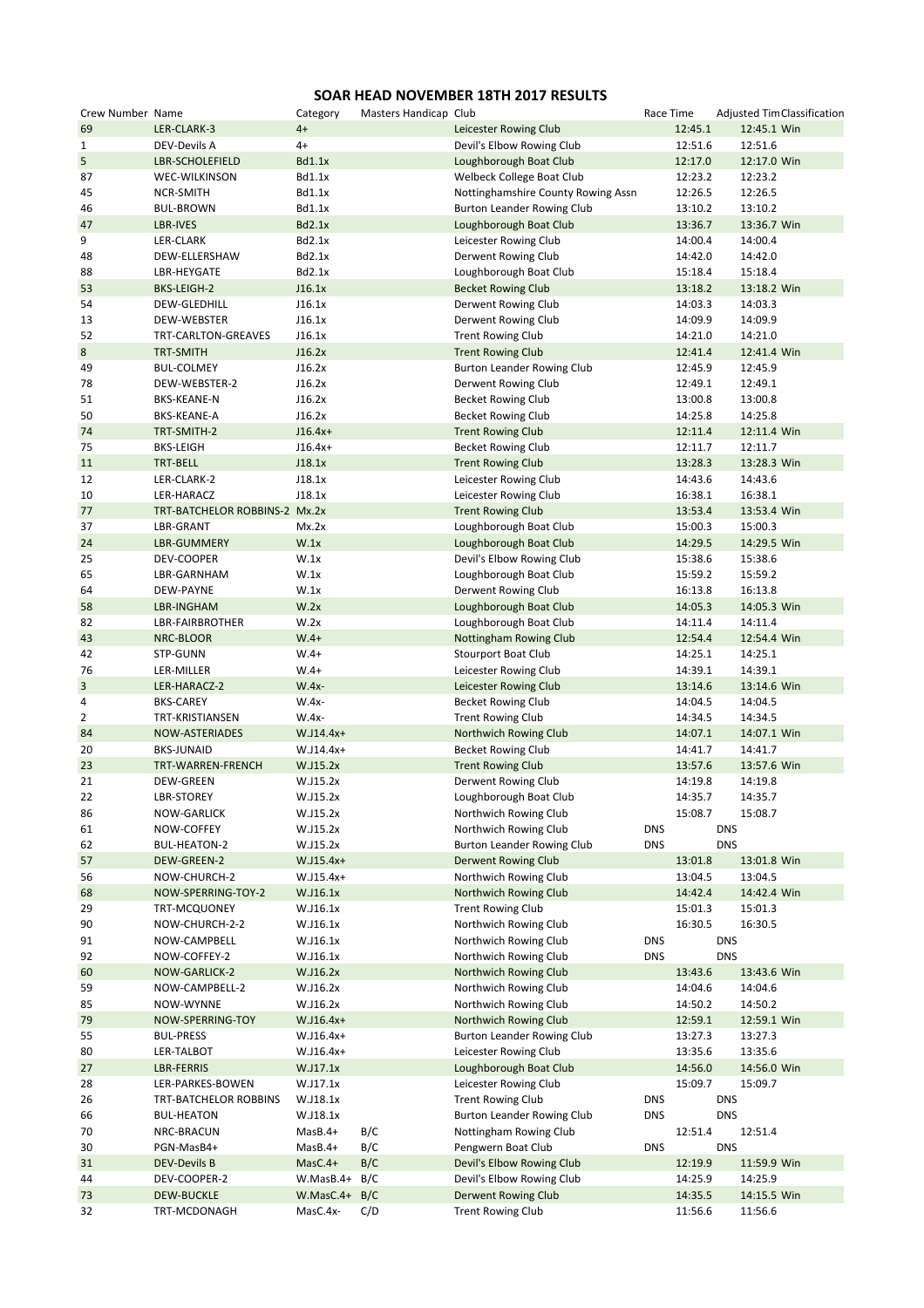# SOAR HEAD NOVEMBER 18TH 2017 RESULTS

| Crew Number | Name | Category | Masters Handicap | Club | Race Time | Adjusted Time | Classification |
|---|---|---|---|---|---|---|---|
| 69 | LER-CLARK-3 | 4+ | | Leicester Rowing Club | 12:45.1 | 12:45.1 | Win |
| 1 | DEV-Devils A | 4+ | | Devil's Elbow Rowing Club | 12:51.6 | 12:51.6 | |
| 5 | LBR-SCHOLEFIELD | Bd1.1x | | Loughborough Boat Club | 12:17.0 | 12:17.0 | Win |
| 87 | WEC-WILKINSON | Bd1.1x | | Welbeck College Boat Club | 12:23.2 | 12:23.2 | |
| 45 | NCR-SMITH | Bd1.1x | | Nottinghamshire County Rowing Assn | 12:26.5 | 12:26.5 | |
| 46 | BUL-BROWN | Bd1.1x | | Burton Leander Rowing Club | 13:10.2 | 13:10.2 | |
| 47 | LBR-IVES | Bd2.1x | | Loughborough Boat Club | 13:36.7 | 13:36.7 | Win |
| 9 | LER-CLARK | Bd2.1x | | Leicester Rowing Club | 14:00.4 | 14:00.4 | |
| 48 | DEW-ELLERSHAW | Bd2.1x | | Derwent Rowing Club | 14:42.0 | 14:42.0 | |
| 88 | LBR-HEYGATE | Bd2.1x | | Loughborough Boat Club | 15:18.4 | 15:18.4 | |
| 53 | BKS-LEIGH-2 | J16.1x | | Becket Rowing Club | 13:18.2 | 13:18.2 | Win |
| 54 | DEW-GLEDHILL | J16.1x | | Derwent Rowing Club | 14:03.3 | 14:03.3 | |
| 13 | DEW-WEBSTER | J16.1x | | Derwent Rowing Club | 14:09.9 | 14:09.9 | |
| 52 | TRT-CARLTON-GREAVES | J16.1x | | Trent Rowing Club | 14:21.0 | 14:21.0 | |
| 8 | TRT-SMITH | J16.2x | | Trent Rowing Club | 12:41.4 | 12:41.4 | Win |
| 49 | BUL-COLMEY | J16.2x | | Burton Leander Rowing Club | 12:45.9 | 12:45.9 | |
| 78 | DEW-WEBSTER-2 | J16.2x | | Derwent Rowing Club | 12:49.1 | 12:49.1 | |
| 51 | BKS-KEANE-N | J16.2x | | Becket Rowing Club | 13:00.8 | 13:00.8 | |
| 50 | BKS-KEANE-A | J16.2x | | Becket Rowing Club | 14:25.8 | 14:25.8 | |
| 74 | TRT-SMITH-2 | J16.4x+ | | Trent Rowing Club | 12:11.4 | 12:11.4 | Win |
| 75 | BKS-LEIGH | J16.4x+ | | Becket Rowing Club | 12:11.7 | 12:11.7 | |
| 11 | TRT-BELL | J18.1x | | Trent Rowing Club | 13:28.3 | 13:28.3 | Win |
| 12 | LER-CLARK-2 | J18.1x | | Leicester Rowing Club | 14:43.6 | 14:43.6 | |
| 10 | LER-HARACZ | J18.1x | | Leicester Rowing Club | 16:38.1 | 16:38.1 | |
| 77 | TRT-BATCHELOR ROBBINS-2 | Mx.2x | | Trent Rowing Club | 13:53.4 | 13:53.4 | Win |
| 37 | LBR-GRANT | Mx.2x | | Loughborough Boat Club | 15:00.3 | 15:00.3 | |
| 24 | LBR-GUMMERY | W.1x | | Loughborough Boat Club | 14:29.5 | 14:29.5 | Win |
| 25 | DEV-COOPER | W.1x | | Devil's Elbow Rowing Club | 15:38.6 | 15:38.6 | |
| 65 | LBR-GARNHAM | W.1x | | Loughborough Boat Club | 15:59.2 | 15:59.2 | |
| 64 | DEW-PAYNE | W.1x | | Derwent Rowing Club | 16:13.8 | 16:13.8 | |
| 58 | LBR-INGHAM | W.2x | | Loughborough Boat Club | 14:05.3 | 14:05.3 | Win |
| 82 | LBR-FAIRBROTHER | W.2x | | Loughborough Boat Club | 14:11.4 | 14:11.4 | |
| 43 | NRC-BLOOR | W.4+ | | Nottingham Rowing Club | 12:54.4 | 12:54.4 | Win |
| 42 | STP-GUNN | W.4+ | | Stourport Boat Club | 14:25.1 | 14:25.1 | |
| 76 | LER-MILLER | W.4+ | | Leicester Rowing Club | 14:39.1 | 14:39.1 | |
| 3 | LER-HARACZ-2 | W.4x- | | Leicester Rowing Club | 13:14.6 | 13:14.6 | Win |
| 4 | BKS-CAREY | W.4x- | | Becket Rowing Club | 14:04.5 | 14:04.5 | |
| 2 | TRT-KRISTIANSEN | W.4x- | | Trent Rowing Club | 14:34.5 | 14:34.5 | |
| 84 | NOW-ASTERIADES | W.J14.4x+ | | Northwich Rowing Club | 14:07.1 | 14:07.1 | Win |
| 20 | BKS-JUNAID | W.J14.4x+ | | Becket Rowing Club | 14:41.7 | 14:41.7 | |
| 23 | TRT-WARREN-FRENCH | W.J15.2x | | Trent Rowing Club | 13:57.6 | 13:57.6 | Win |
| 21 | DEW-GREEN | W.J15.2x | | Derwent Rowing Club | 14:19.8 | 14:19.8 | |
| 22 | LBR-STOREY | W.J15.2x | | Loughborough Boat Club | 14:35.7 | 14:35.7 | |
| 86 | NOW-GARLICK | W.J15.2x | | Northwich Rowing Club | 15:08.7 | 15:08.7 | |
| 61 | NOW-COFFEY | W.J15.2x | | Northwich Rowing Club | DNS | DNS | |
| 62 | BUL-HEATON-2 | W.J15.2x | | Burton Leander Rowing Club | DNS | DNS | |
| 57 | DEW-GREEN-2 | W.J15.4x+ | | Derwent Rowing Club | 13:01.8 | 13:01.8 | Win |
| 56 | NOW-CHURCH-2 | W.J15.4x+ | | Northwich Rowing Club | 13:04.5 | 13:04.5 | |
| 68 | NOW-SPERRING-TOY-2 | W.J16.1x | | Northwich Rowing Club | 14:42.4 | 14:42.4 | Win |
| 29 | TRT-MCQUONEY | W.J16.1x | | Trent Rowing Club | 15:01.3 | 15:01.3 | |
| 90 | NOW-CHURCH-2-2 | W.J16.1x | | Northwich Rowing Club | 16:30.5 | 16:30.5 | |
| 91 | NOW-CAMPBELL | W.J16.1x | | Northwich Rowing Club | DNS | DNS | |
| 92 | NOW-COFFEY-2 | W.J16.1x | | Northwich Rowing Club | DNS | DNS | |
| 60 | NOW-GARLICK-2 | W.J16.2x | | Northwich Rowing Club | 13:43.6 | 13:43.6 | Win |
| 59 | NOW-CAMPBELL-2 | W.J16.2x | | Northwich Rowing Club | 14:04.6 | 14:04.6 | |
| 85 | NOW-WYNNE | W.J16.2x | | Northwich Rowing Club | 14:50.2 | 14:50.2 | |
| 79 | NOW-SPERRING-TOY | W.J16.4x+ | | Northwich Rowing Club | 12:59.1 | 12:59.1 | Win |
| 55 | BUL-PRESS | W.J16.4x+ | | Burton Leander Rowing Club | 13:27.3 | 13:27.3 | |
| 80 | LER-TALBOT | W.J16.4x+ | | Leicester Rowing Club | 13:35.6 | 13:35.6 | |
| 27 | LBR-FERRIS | W.J17.1x | | Loughborough Boat Club | 14:56.0 | 14:56.0 | Win |
| 28 | LER-PARKES-BOWEN | W.J17.1x | | Leicester Rowing Club | 15:09.7 | 15:09.7 | |
| 26 | TRT-BATCHELOR ROBBINS | W.J18.1x | | Trent Rowing Club | DNS | DNS | |
| 66 | BUL-HEATON | W.J18.1x | | Burton Leander Rowing Club | DNS | DNS | |
| 70 | NRC-BRACUN | MasB.4+ | B/C | Nottingham Rowing Club | 12:51.4 | 12:51.4 | |
| 30 | PGN-MasB4+ | MasB.4+ | B/C | Pengwern Boat Club | DNS | DNS | |
| 31 | DEV-Devils B | MasC.4+ | B/C | Devil's Elbow Rowing Club | 12:19.9 | 11:59.9 | Win |
| 44 | DEV-COOPER-2 | W.MasB.4+ | B/C | Devil's Elbow Rowing Club | 14:25.9 | 14:25.9 | |
| 73 | DEW-BUCKLE | W.MasC.4+ | B/C | Derwent Rowing Club | 14:35.5 | 14:15.5 | Win |
| 32 | TRT-MCDONAGH | MasC.4x- | C/D | Trent Rowing Club | 11:56.6 | 11:56.6 | |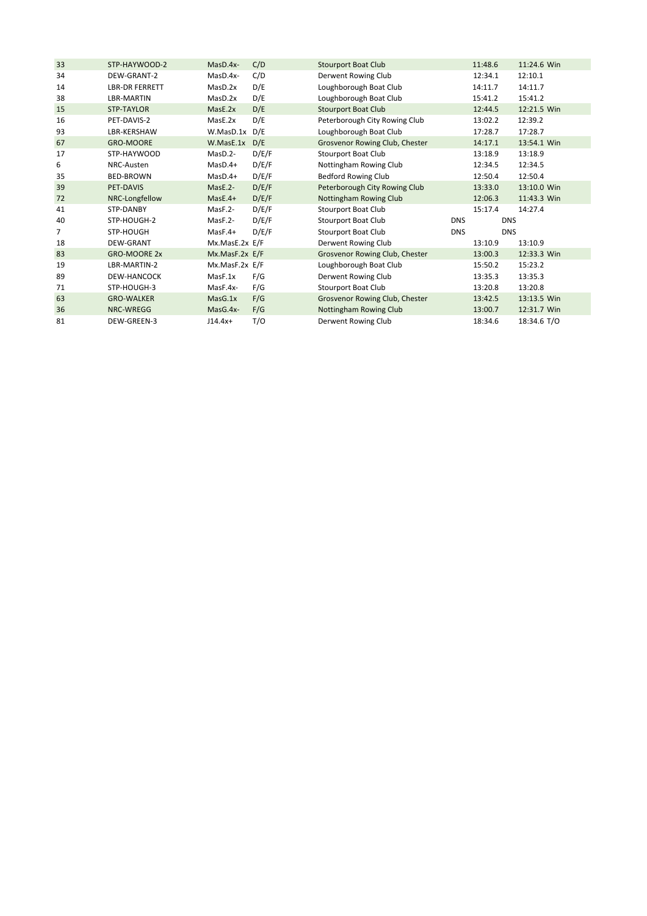| | | | | | | | |
|---|---|---|---|---|---|---|---|
| 33 | STP-HAYWOOD-2 | MasD.4x- | C/D | Stourport Boat Club | | 11:48.6 | 11:24.6 Win |
| 34 | DEW-GRANT-2 | MasD.4x- | C/D | Derwent Rowing Club | | 12:34.1 | 12:10.1 |
| 14 | LBR-DR FERRETT | MasD.2x | D/E | Loughborough Boat Club | | 14:11.7 | 14:11.7 |
| 38 | LBR-MARTIN | MasD.2x | D/E | Loughborough Boat Club | | 15:41.2 | 15:41.2 |
| 15 | STP-TAYLOR | MasE.2x | D/E | Stourport Boat Club | | 12:44.5 | 12:21.5 Win |
| 16 | PET-DAVIS-2 | MasE.2x | D/E | Peterborough City Rowing Club | | 13:02.2 | 12:39.2 |
| 93 | LBR-KERSHAW | W.MasD.1x | D/E | Loughborough Boat Club | | 17:28.7 | 17:28.7 |
| 67 | GRO-MOORE | W.MasE.1x | D/E | Grosvenor Rowing Club, Chester | | 14:17.1 | 13:54.1 Win |
| 17 | STP-HAYWOOD | MasD.2- | D/E/F | Stourport Boat Club | | 13:18.9 | 13:18.9 |
| 6 | NRC-Austen | MasD.4+ | D/E/F | Nottingham Rowing Club | | 12:34.5 | 12:34.5 |
| 35 | BED-BROWN | MasD.4+ | D/E/F | Bedford Rowing Club | | 12:50.4 | 12:50.4 |
| 39 | PET-DAVIS | MasE.2- | D/E/F | Peterborough City Rowing Club | | 13:33.0 | 13:10.0 Win |
| 72 | NRC-Longfellow | MasE.4+ | D/E/F | Nottingham Rowing Club | | 12:06.3 | 11:43.3 Win |
| 41 | STP-DANBY | MasF.2- | D/E/F | Stourport Boat Club | | 15:17.4 | 14:27.4 |
| 40 | STP-HOUGH-2 | MasF.2- | D/E/F | Stourport Boat Club | DNS | | DNS |
| 7 | STP-HOUGH | MasF.4+ | D/E/F | Stourport Boat Club | DNS | | DNS |
| 18 | DEW-GRANT | Mx.MasE.2x | E/F | Derwent Rowing Club | | 13:10.9 | 13:10.9 |
| 83 | GRO-MOORE 2x | Mx.MasF.2x | E/F | Grosvenor Rowing Club, Chester | | 13:00.3 | 12:33.3 Win |
| 19 | LBR-MARTIN-2 | Mx.MasF.2x | E/F | Loughborough Boat Club | | 15:50.2 | 15:23.2 |
| 89 | DEW-HANCOCK | MasF.1x | F/G | Derwent Rowing Club | | 13:35.3 | 13:35.3 |
| 71 | STP-HOUGH-3 | MasF.4x- | F/G | Stourport Boat Club | | 13:20.8 | 13:20.8 |
| 63 | GRO-WALKER | MasG.1x | F/G | Grosvenor Rowing Club, Chester | | 13:42.5 | 13:13.5 Win |
| 36 | NRC-WREGG | MasG.4x- | F/G | Nottingham Rowing Club | | 13:00.7 | 12:31.7 Win |
| 81 | DEW-GREEN-3 | J14.4x+ | T/O | Derwent Rowing Club | | 18:34.6 | 18:34.6 T/O |